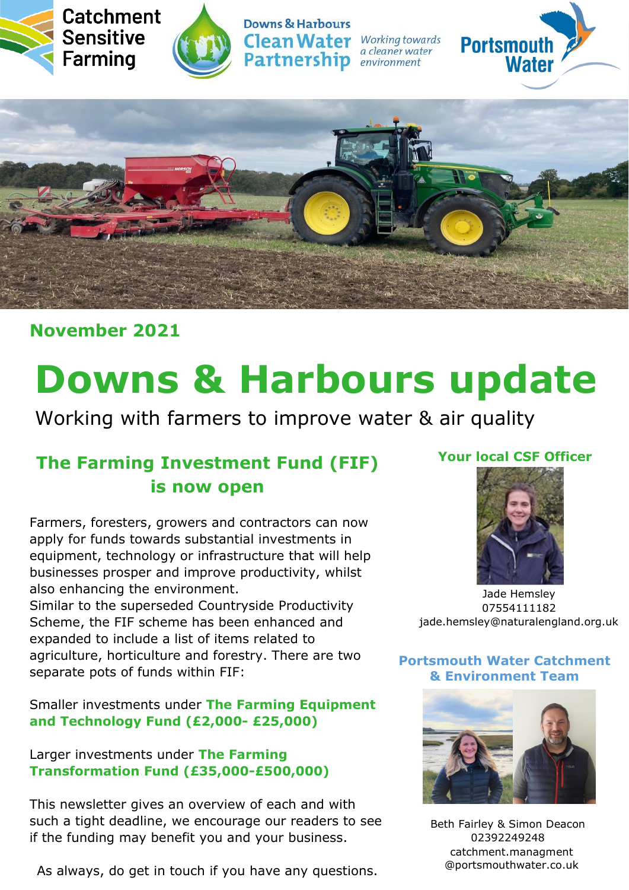Catchment Sensitive Farming

Downs & Harbours Clean Water Partnership *Working towards a cleaner water environment*

Portsmouth Water

**November 2021**

# Downs & Harbours update

Working with farmers to improve water & air quality

## The Farming Investment Fund (FIF) is now open

Farmers, foresters, growers and contractors can now apply for funds towards substantial investments in equipment, technology or infrastructure that will help businesses prosper and improve productivity, whilst also enhancing the environment.
Similar to the superseded Countryside Productivity Scheme, the FIF scheme has been enhanced and expanded to include a list of items related to agriculture, horticulture and forestry. There are two separate pots of funds within FIF:

Smaller investments under **The Farming Equipment and Technology Fund (£2,000- £25,000)**

Larger investments under **The Farming Transformation Fund (£35,000-£500,000)**

This newsletter gives an overview of each and with such a tight deadline, we encourage our readers to see if the funding may benefit you and your business.

As always, do get in touch if you have any questions.

### Your local CSF Officer

Jade Hemsley
07554111182
jade.hemsley@naturalengland.org.uk

### Portsmouth Water Catchment & Environment Team

Beth Fairley & Simon Deacon
02392249248
catchment.managment@portsmouthwater.co.uk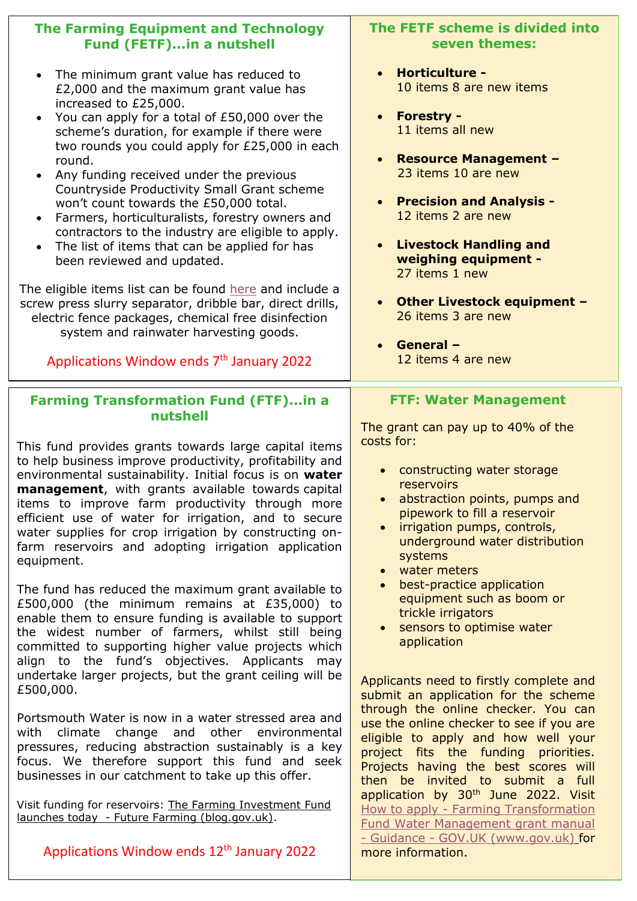## The Farming Equipment and Technology Fund (FETF)…in a nutshell

- The minimum grant value has reduced to £2,000 and the maximum grant value has increased to £25,000.
- You can apply for a total of £50,000 over the scheme's duration, for example if there were two rounds you could apply for £25,000 in each round.
- Any funding received under the previous Countryside Productivity Small Grant scheme won't count towards the £50,000 total.
- Farmers, horticulturalists, forestry owners and contractors to the industry are eligible to apply.
- The list of items that can be applied for has been reviewed and updated.

The eligible items list can be found here and include a screw press slurry separator, dribble bar, direct drills, electric fence packages, chemical free disinfection system and rainwater harvesting goods.

Applications Window ends 7th January 2022

## The FETF scheme is divided into seven themes:

- **Horticulture -** 10 items 8 are new items
- **Forestry -** 11 items all new
- **Resource Management –** 23 items 10 are new
- **Precision and Analysis -** 12 items 2 are new
- **Livestock Handling and weighing equipment -** 27 items 1 new
- **Other Livestock equipment –** 26 items 3 are new
- **General –** 12 items 4 are new

## Farming Transformation Fund (FTF)…in a nutshell

This fund provides grants towards large capital items to help business improve productivity, profitability and environmental sustainability. Initial focus is on **water management**, with grants available towards capital items to improve farm productivity through more efficient use of water for irrigation, and to secure water supplies for crop irrigation by constructing on-farm reservoirs and adopting irrigation application equipment.

The fund has reduced the maximum grant available to £500,000 (the minimum remains at £35,000) to enable them to ensure funding is available to support the widest number of farmers, whilst still being committed to supporting higher value projects which align to the fund's objectives. Applicants may undertake larger projects, but the grant ceiling will be £500,000.

Portsmouth Water is now in a water stressed area and with climate change and other environmental pressures, reducing abstraction sustainably is a key focus. We therefore support this fund and seek businesses in our catchment to take up this offer.

Visit funding for reservoirs: The Farming Investment Fund launches today - Future Farming (blog.gov.uk).

Applications Window ends 12th January 2022

## FTF: Water Management

The grant can pay up to 40% of the costs for:

- constructing water storage reservoirs
- abstraction points, pumps and pipework to fill a reservoir
- irrigation pumps, controls, underground water distribution systems
- water meters
- best-practice application equipment such as boom or trickle irrigators
- sensors to optimise water application

Applicants need to firstly complete and submit an application for the scheme through the online checker. You can use the online checker to see if you are eligible to apply and how well your project fits the funding priorities. Projects having the best scores will then be invited to submit a full application by 30th June 2022. Visit How to apply - Farming Transformation Fund Water Management grant manual - Guidance - GOV.UK (www.gov.uk) for more information.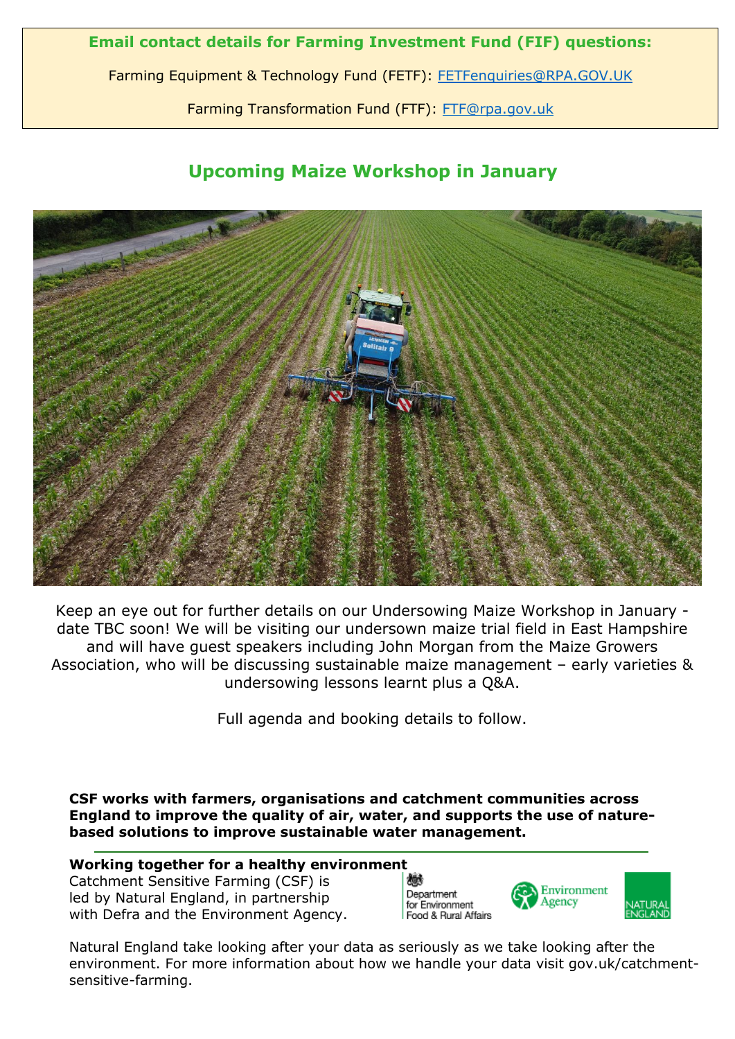**Email contact details for Farming Investment Fund (FIF) questions:**

Farming Equipment & Technology Fund (FETF): FETFenquiries@RPA.GOV.UK

Farming Transformation Fund (FTF): FTF@rpa.gov.uk

## Upcoming Maize Workshop in January

Keep an eye out for further details on our Undersowing Maize Workshop in January - date TBC soon! We will be visiting our undersown maize trial field in East Hampshire and will have guest speakers including John Morgan from the Maize Growers Association, who will be discussing sustainable maize management – early varieties & undersowing lessons learnt plus a Q&A.

Full agenda and booking details to follow.

**CSF works with farmers, organisations and catchment communities across England to improve the quality of air, water, and supports the use of nature-based solutions to improve sustainable water management.**

**Working together for a healthy environment**

Catchment Sensitive Farming (CSF) is led by Natural England, in partnership with Defra and the Environment Agency.

Department for Environment Food & Rural Affairs

Environment Agency

NATURAL ENGLAND

Natural England take looking after your data as seriously as we take looking after the environment. For more information about how we handle your data visit gov.uk/catchment-sensitive-farming.